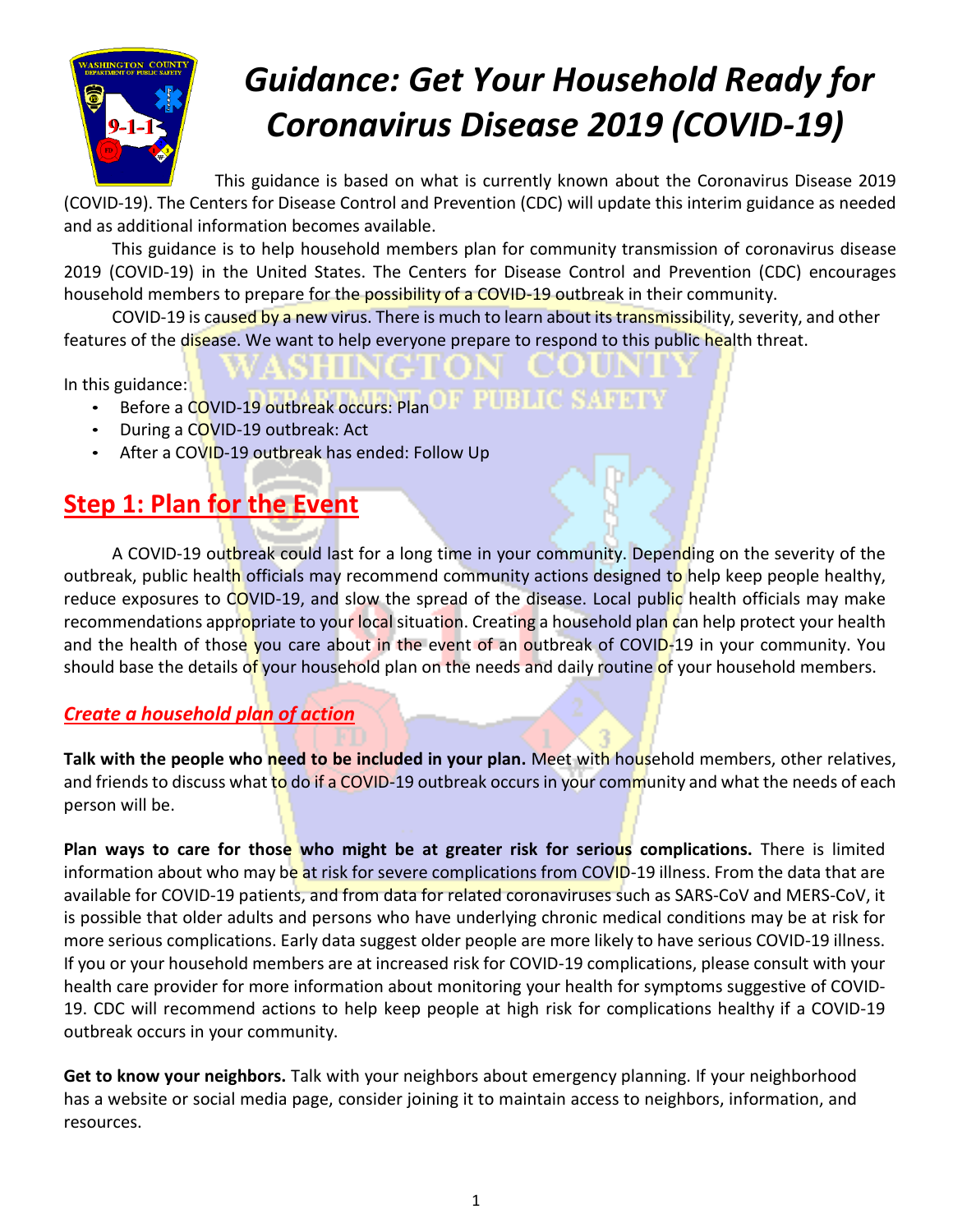# *Guidance: Get Your Household Ready for Coronavirus Disease 2019 (COVID-19)*

This guidance is based on what is currently known about the Coronavirus Disease 2019 (COVID-19). The Centers for Disease Control and Prevention (CDC) will update this interim guidance as needed and as additional information becomes available.

This guidance is to help household members plan for community transmission of coronavirus disease 2019 (COVID-19) in the United States. The Centers for Disease Control and Prevention (CDC) encourages household members to prepare for the possibility of a COVID-19 outbreak in their community.

COVID-19 is caused by a new virus. There is much to learn about its transmissibility, severity, and other features of the disease. We want to help everyone prepare to respond to this public health threat.

In this guidance:

- Before a COVID-19 outbreak occurs: Plan
- During a COVID-19 outbreak: Act
- After a COVID-19 outbreak has ended: Follow Up

## Step 1: Plan for the Event

A COVID-19 outbreak could last for a long time in your community. Depending on the severity of the outbreak, public health officials may recommend community actions designed to help keep people healthy, reduce exposures to COVID-19, and slow the spread of the disease. Local public health officials may make recommendations appropriate to your local situation. Creating a household plan can help protect your health and the health of those you care about in the event of an outbreak of COVID-19 in your community. You should base the details of your household plan on the needs and daily routine of your household members.

### *Create a household plan of action*

**Talk with the people who need to be included in your plan.** Meet with household members, other relatives, and friends to discuss what to do if a COVID-19 outbreak occurs in your community and what the needs of each person will be.

**Plan ways to care for those who might be at greater risk for serious complications.** There is limited information about who may be at risk for severe complications from COVID-19 illness. From the data that are available for COVID-19 patients, and from data for related coronaviruses such as SARS-CoV and MERS-CoV, it is possible that older adults and persons who have underlying chronic medical conditions may be at risk for more serious complications. Early data suggest older people are more likely to have serious COVID-19 illness. If you or your household members are at increased risk for COVID-19 complications, please consult with your health care provider for more information about monitoring your health for symptoms suggestive of COVID-19. CDC will recommend actions to help keep people at high risk for complications healthy if a COVID-19 outbreak occurs in your community.

**Get to know your neighbors.** Talk with your neighbors about emergency planning. If your neighborhood has a website or social media page, consider joining it to maintain access to neighbors, information, and resources.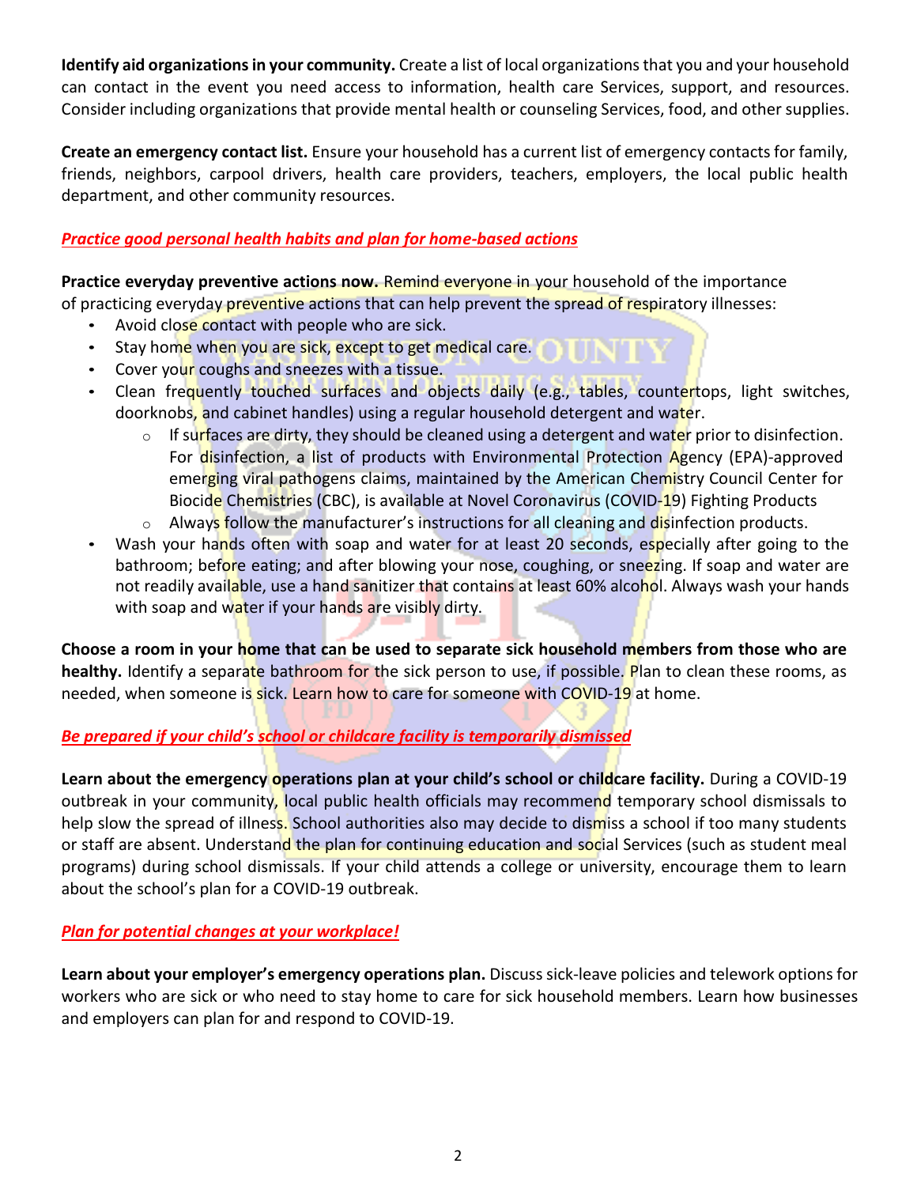**Identify aid organizations in your community.** Create a list of local organizations that you and your household can contact in the event you need access to information, health care Services, support, and resources. Consider including organizations that provide mental health or counseling Services, food, and other supplies.

**Create an emergency contact list.** Ensure your household has a current list of emergency contacts for family, friends, neighbors, carpool drivers, health care providers, teachers, employers, the local public health department, and other community resources.

## *Practice good personal health habits and plan for home-based actions*

**Practice everyday preventive actions now.** Remind everyone in your household of the importance of practicing everyday preventive actions that can help prevent the spread of respiratory illnesses:

- Avoid close contact with people who are sick.
- Stay home when you are sick, except to get medical care.
- Cover your coughs and sneezes with a tissue.
- Clean frequently touched surfaces and objects daily (e.g., tables, countertops, light switches, doorknobs, and cabinet handles) using a regular household detergent and water.
  - If surfaces are dirty, they should be cleaned using a detergent and water prior to disinfection. For disinfection, a list of products with Environmental Protection Agency (EPA)-approved emerging viral pathogens claims, maintained by the American Chemistry Council Center for Biocide Chemistries (CBC), is available at Novel Coronavirus (COVID-19) Fighting Products
  - Always follow the manufacturer's instructions for all cleaning and disinfection products.
- Wash your hands often with soap and water for at least 20 seconds, especially after going to the bathroom; before eating; and after blowing your nose, coughing, or sneezing. If soap and water are not readily available, use a hand sanitizer that contains at least 60% alcohol. Always wash your hands with soap and water if your hands are visibly dirty.

**Choose a room in your home that can be used to separate sick household members from those who are healthy.** Identify a separate bathroom for the sick person to use, if possible. Plan to clean these rooms, as needed, when someone is sick. Learn how to care for someone with COVID-19 at home.

## *Be prepared if your child's school or childcare facility is temporarily dismissed*

**Learn about the emergency operations plan at your child's school or childcare facility.** During a COVID-19 outbreak in your community, local public health officials may recommend temporary school dismissals to help slow the spread of illness. School authorities also may decide to dismiss a school if too many students or staff are absent. Understand the plan for continuing education and social Services (such as student meal programs) during school dismissals. If your child attends a college or university, encourage them to learn about the school's plan for a COVID-19 outbreak.

## *Plan for potential changes at your workplace!*

**Learn about your employer's emergency operations plan.** Discuss sick-leave policies and telework options for workers who are sick or who need to stay home to care for sick household members. Learn how businesses and employers can plan for and respond to COVID-19.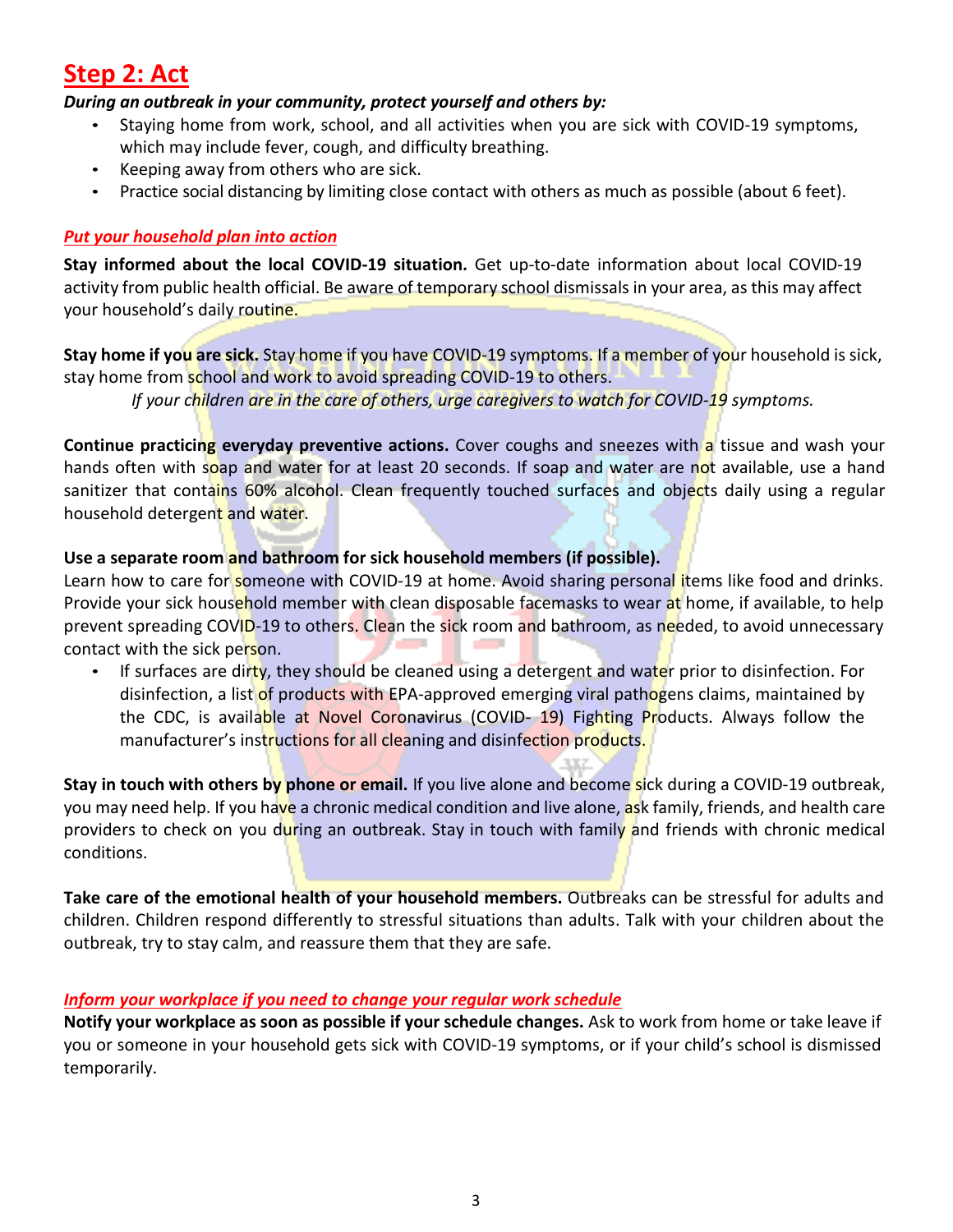## Step 2: Act

***During an outbreak in your community, protect yourself and others by:***

- Staying home from work, school, and all activities when you are sick with COVID-19 symptoms, which may include fever, cough, and difficulty breathing.
- Keeping away from others who are sick.
- Practice social distancing by limiting close contact with others as much as possible (about 6 feet).

### *Put your household plan into action*

**Stay informed about the local COVID-19 situation.** Get up-to-date information about local COVID-19 activity from public health official. Be aware of temporary school dismissals in your area, as this may affect your household's daily routine.

**Stay home if you are sick.** Stay home if you have COVID-19 symptoms. If a member of your household is sick, stay home from school and work to avoid spreading COVID-19 to others.

*If your children are in the care of others, urge caregivers to watch for COVID-19 symptoms.*

**Continue practicing everyday preventive actions.** Cover coughs and sneezes with a tissue and wash your hands often with soap and water for at least 20 seconds. If soap and water are not available, use a hand sanitizer that contains 60% alcohol. Clean frequently touched surfaces and objects daily using a regular household detergent and water.

**Use a separate room and bathroom for sick household members (if possible).**
Learn how to care for someone with COVID-19 at home. Avoid sharing personal items like food and drinks. Provide your sick household member with clean disposable facemasks to wear at home, if available, to help prevent spreading COVID-19 to others. Clean the sick room and bathroom, as needed, to avoid unnecessary contact with the sick person.

- If surfaces are dirty, they should be cleaned using a detergent and water prior to disinfection. For disinfection, a list of products with EPA-approved emerging viral pathogens claims, maintained by the CDC, is available at Novel Coronavirus (COVID- 19) Fighting Products. Always follow the manufacturer's instructions for all cleaning and disinfection products.

**Stay in touch with others by phone or email.** If you live alone and become sick during a COVID-19 outbreak, you may need help. If you have a chronic medical condition and live alone, ask family, friends, and health care providers to check on you during an outbreak. Stay in touch with family and friends with chronic medical conditions.

**Take care of the emotional health of your household members.** Outbreaks can be stressful for adults and children. Children respond differently to stressful situations than adults. Talk with your children about the outbreak, try to stay calm, and reassure them that they are safe.

### *Inform your workplace if you need to change your regular work schedule*

**Notify your workplace as soon as possible if your schedule changes.** Ask to work from home or take leave if you or someone in your household gets sick with COVID-19 symptoms, or if your child's school is dismissed temporarily.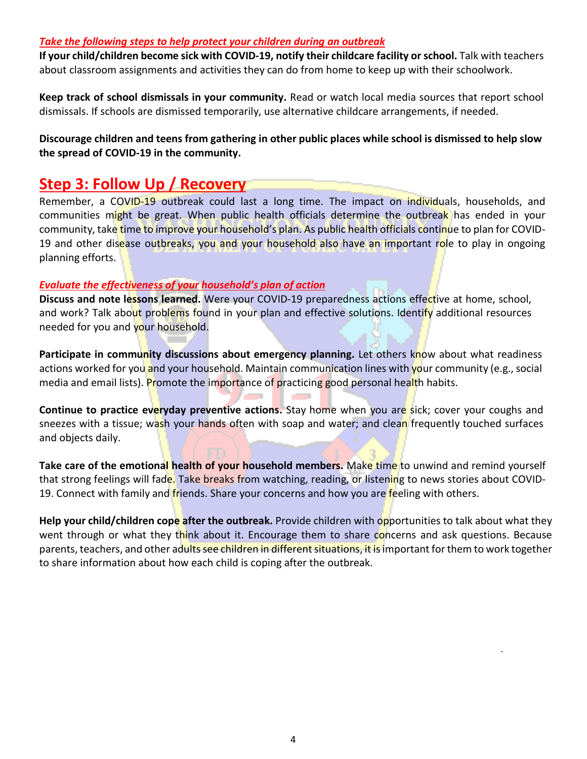***Take the following steps to help protect your children during an outbreak***

**If your child/children become sick with COVID-19, notify their childcare facility or school.** Talk with teachers about classroom assignments and activities they can do from home to keep up with their schoolwork.

**Keep track of school dismissals in your community.** Read or watch local media sources that report school dismissals. If schools are dismissed temporarily, use alternative childcare arrangements, if needed.

**Discourage children and teens from gathering in other public places while school is dismissed to help slow the spread of COVID-19 in the community.**

## Step 3: Follow Up / Recovery

Remember, a COVID-19 outbreak could last a long time. The impact on individuals, households, and communities might be great. When public health officials determine the outbreak has ended in your community, take time to improve your household's plan. As public health officials continue to plan for COVID-19 and other disease outbreaks, you and your household also have an important role to play in ongoing planning efforts.

***Evaluate the effectiveness of your household's plan of action***

**Discuss and note lessons learned.** Were your COVID-19 preparedness actions effective at home, school, and work? Talk about problems found in your plan and effective solutions. Identify additional resources needed for you and your household.

**Participate in community discussions about emergency planning.** Let others know about what readiness actions worked for you and your household. Maintain communication lines with your community (e.g., social media and email lists). Promote the importance of practicing good personal health habits.

**Continue to practice everyday preventive actions.** Stay home when you are sick; cover your coughs and sneezes with a tissue; wash your hands often with soap and water; and clean frequently touched surfaces and objects daily.

**Take care of the emotional health of your household members.** Make time to unwind and remind yourself that strong feelings will fade. Take breaks from watching, reading, or listening to news stories about COVID-19. Connect with family and friends. Share your concerns and how you are feeling with others.

**Help your child/children cope after the outbreak.** Provide children with opportunities to talk about what they went through or what they think about it. Encourage them to share concerns and ask questions. Because parents, teachers, and other adults see children in different situations, it is important for them to work together to share information about how each child is coping after the outbreak.